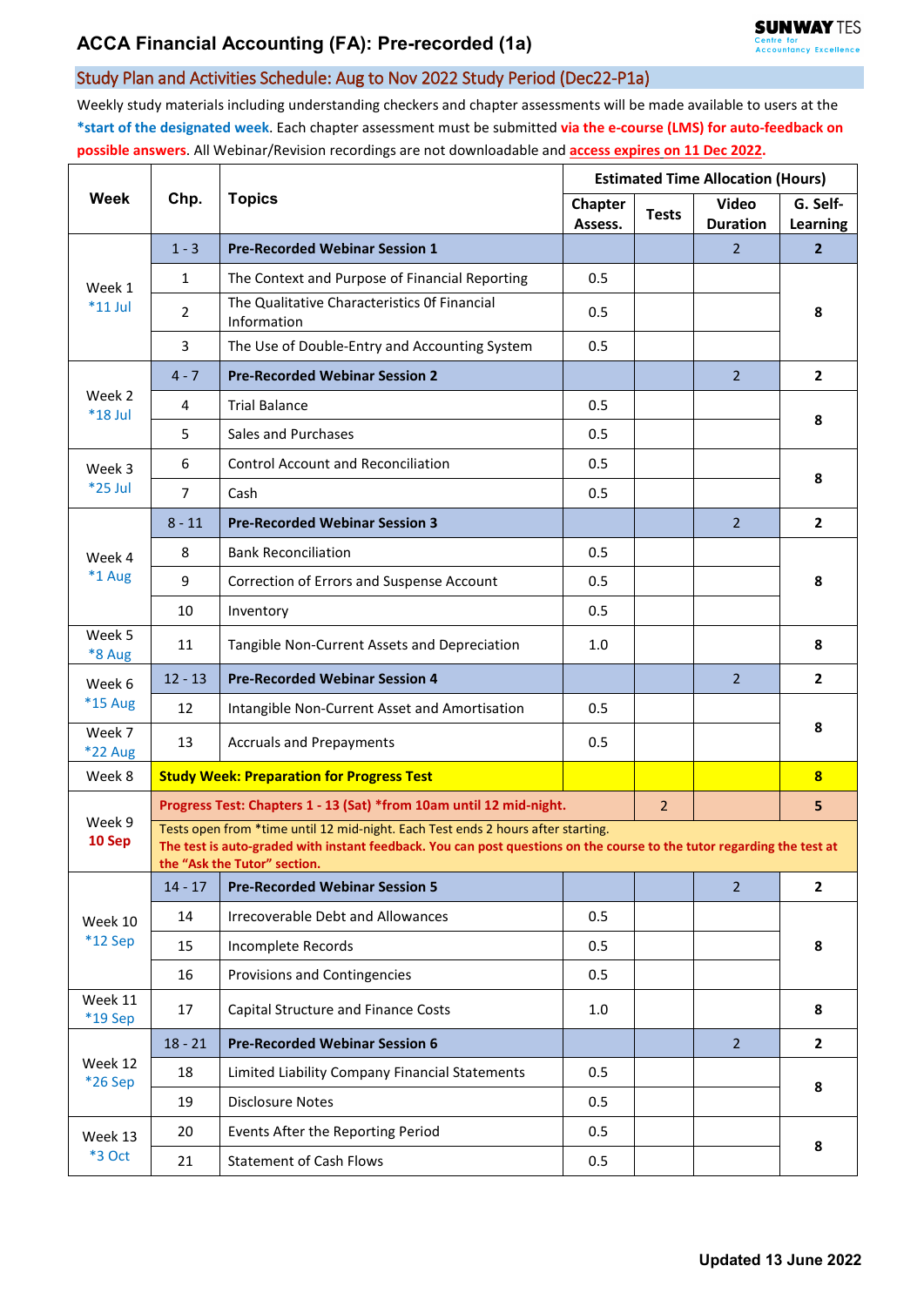# ACCA Financial Accounting (FA): Pre-recorded (1a)

SUNWAY TES Centre for Accountancy Excellence

## Study Plan and Activities Schedule: Aug to Nov 2022 Study Period (Dec22-P1a)

Weekly study materials including understanding checkers and chapter assessments will be made available to users at the **\*start of the designated week**. Each chapter assessment must be submitted **via the e-course (LMS) for auto-feedback on possible answers**. All Webinar/Revision recordings are not downloadable and **access expires on 11 Dec 2022.**

| Week | Chp. | Topics | Estimated Time Allocation (Hours) | | | |
|---|---|---|---|---|---|---|
| | | | Chapter Assess. | Tests | Video Duration | G. Self-Learning |
| Week 1 *11 Jul | 1 - 3 | **Pre-Recorded Webinar Session 1** | | | 2 | **2** |
| | 1 | The Context and Purpose of Financial Reporting | 0.5 | | | **8** |
| | 2 | The Qualitative Characteristics 0f Financial Information | 0.5 | | | |
| | 3 | The Use of Double-Entry and Accounting System | 0.5 | | | |
| Week 2 *18 Jul | 4 - 7 | **Pre-Recorded Webinar Session 2** | | | 2 | **2** |
| | 4 | Trial Balance | 0.5 | | | **8** |
| | 5 | Sales and Purchases | 0.5 | | | |
| Week 3 *25 Jul | 6 | Control Account and Reconciliation | 0.5 | | | **8** |
| | 7 | Cash | 0.5 | | | |
| Week 4 *1 Aug | 8 - 11 | **Pre-Recorded Webinar Session 3** | | | 2 | **2** |
| | 8 | Bank Reconciliation | 0.5 | | | **8** |
| | 9 | Correction of Errors and Suspense Account | 0.5 | | | |
| | 10 | Inventory | 0.5 | | | |
| Week 5 *8 Aug | 11 | Tangible Non-Current Assets and Depreciation | 1.0 | | | **8** |
| Week 6 *15 Aug | 12 - 13 | **Pre-Recorded Webinar Session 4** | | | 2 | **2** |
| | 12 | Intangible Non-Current Asset and Amortisation | 0.5 | | | **8** |
| Week 7 *22 Aug | 13 | Accruals and Prepayments | 0.5 | | | |
| Week 8 | | **Study Week: Preparation for Progress Test** | | | | **8** |
| Week 9 **10 Sep** | | **Progress Test: Chapters 1 - 13 (Sat) *from 10am until 12 mid-night.** | | 2 | | **5** |
| | | Tests open from *time until 12 mid-night. Each Test ends 2 hours after starting. **The test is auto-graded with instant feedback. You can post questions on the course to the tutor regarding the test at the "Ask the Tutor" section.** | | | | |
| Week 10 *12 Sep | 14 - 17 | **Pre-Recorded Webinar Session 5** | | | 2 | **2** |
| | 14 | Irrecoverable Debt and Allowances | 0.5 | | | **8** |
| | 15 | Incomplete Records | 0.5 | | | |
| | 16 | Provisions and Contingencies | 0.5 | | | |
| Week 11 *19 Sep | 17 | Capital Structure and Finance Costs | 1.0 | | | **8** |
| Week 12 *26 Sep | 18 - 21 | **Pre-Recorded Webinar Session 6** | | | 2 | **2** |
| | 18 | Limited Liability Company Financial Statements | 0.5 | | | **8** |
| | 19 | Disclosure Notes | 0.5 | | | |
| Week 13 *3 Oct | 20 | Events After the Reporting Period | 0.5 | | | **8** |
| | 21 | Statement of Cash Flows | 0.5 | | | |

**Updated 13 June 2022**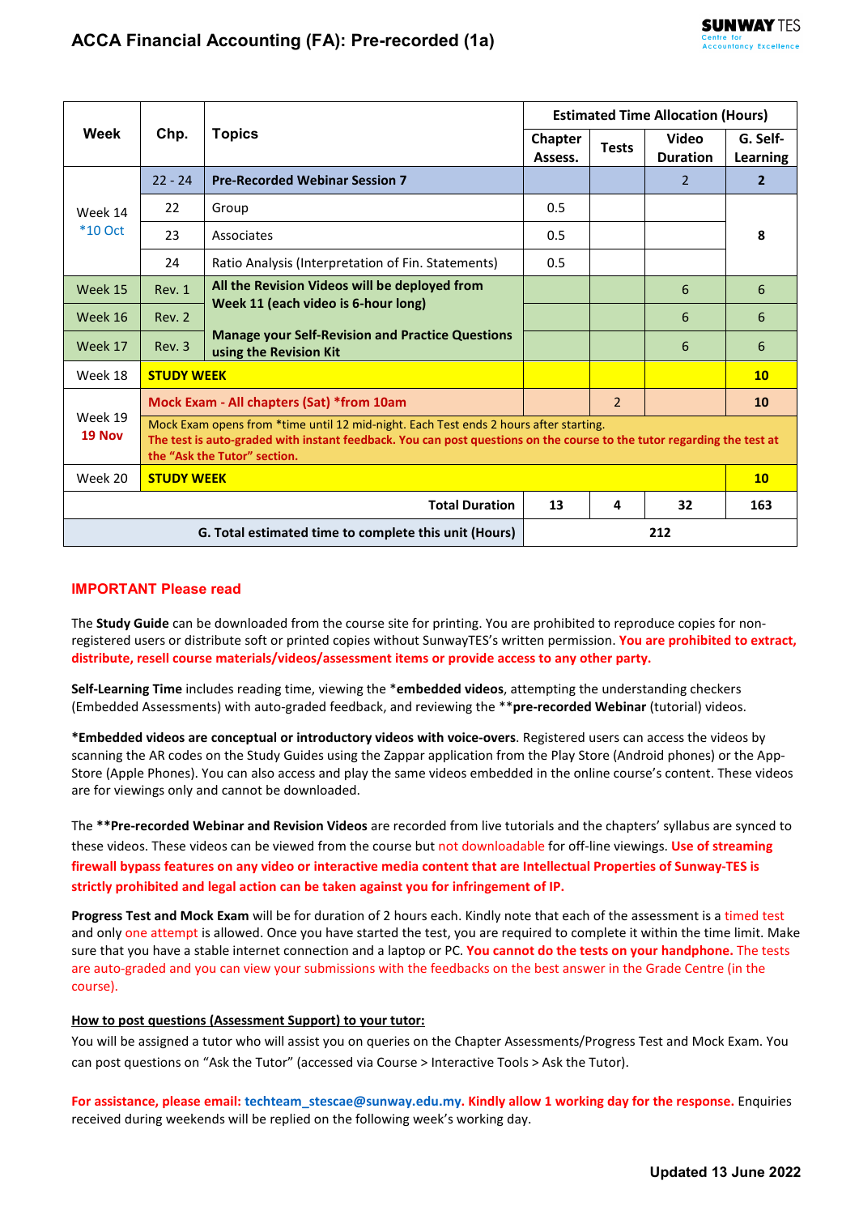# ACCA Financial Accounting (FA): Pre-recorded (1a)

| Week | Chp. | Topics | Estimated Time Allocation (Hours) | | | |
|---|---|---|---|---|---|---|
| | | | Chapter Assess. | Tests | Video Duration | G. Self-Learning |
| Week 14 *10 Oct | 22 - 24 | **Pre-Recorded Webinar Session 7** | | | 2 | **2** |
| | 22 | Group | 0.5 | | | **8** |
| | 23 | Associates | 0.5 | | | |
| | 24 | Ratio Analysis (Interpretation of Fin. Statements) | 0.5 | | | |
| Week 15 | Rev. 1 | **All the Revision Videos will be deployed from Week 11 (each video is 6-hour long)** | | | 6 | 6 |
| Week 16 | Rev. 2 | | | | 6 | 6 |
| Week 17 | Rev. 3 | **Manage your Self-Revision and Practice Questions using the Revision Kit** | | | 6 | 6 |
| Week 18 | **STUDY WEEK** | | | | | **10** |
| Week 19 19 Nov | **Mock Exam - All chapters (Sat) *from 10am** | | | 2 | | **10** |
| | Mock Exam opens from *time until 12 mid-night. Each Test ends 2 hours after starting. **The test is auto-graded with instant feedback. You can post questions on the course to the tutor regarding the test at the "Ask the Tutor" section.** | | | | | |
| Week 20 | **STUDY WEEK** | | | | | **10** |
| **Total Duration** | | | **13** | **4** | **32** | **163** |
| **G. Total estimated time to complete this unit (Hours)** | | | **212** | | | |

## IMPORTANT Please read

The **Study Guide** can be downloaded from the course site for printing. You are prohibited to reproduce copies for non-registered users or distribute soft or printed copies without SunwayTES's written permission. **You are prohibited to extract, distribute, resell course materials/videos/assessment items or provide access to any other party.**

**Self-Learning Time** includes reading time, viewing the ***embedded videos**, attempting the understanding checkers (Embedded Assessments) with auto-graded feedback, and reviewing the ****pre-recorded Webinar** (tutorial) videos.

***Embedded videos are conceptual or introductory videos with voice-overs**. Registered users can access the videos by scanning the AR codes on the Study Guides using the Zappar application from the Play Store (Android phones) or the App-Store (Apple Phones). You can also access and play the same videos embedded in the online course's content. These videos are for viewings only and cannot be downloaded.

The ****Pre-recorded Webinar and Revision Videos** are recorded from live tutorials and the chapters' syllabus are synced to these videos. These videos can be viewed from the course but not downloadable for off-line viewings. **Use of streaming firewall bypass features on any video or interactive media content that are Intellectual Properties of Sunway-TES is strictly prohibited and legal action can be taken against you for infringement of IP.**

**Progress Test and Mock Exam** will be for duration of 2 hours each. Kindly note that each of the assessment is a timed test and only one attempt is allowed. Once you have started the test, you are required to complete it within the time limit. Make sure that you have a stable internet connection and a laptop or PC. **You cannot do the tests on your handphone.** The tests are auto-graded and you can view your submissions with the feedbacks on the best answer in the Grade Centre (in the course).

**How to post questions (Assessment Support) to your tutor:**

You will be assigned a tutor who will assist you on queries on the Chapter Assessments/Progress Test and Mock Exam. You can post questions on "Ask the Tutor" (accessed via Course > Interactive Tools > Ask the Tutor).

**For assistance, please email: techteam_stescae@sunway.edu.my. Kindly allow 1 working day for the response.** Enquiries received during weekends will be replied on the following week's working day.

**Updated 13 June 2022**